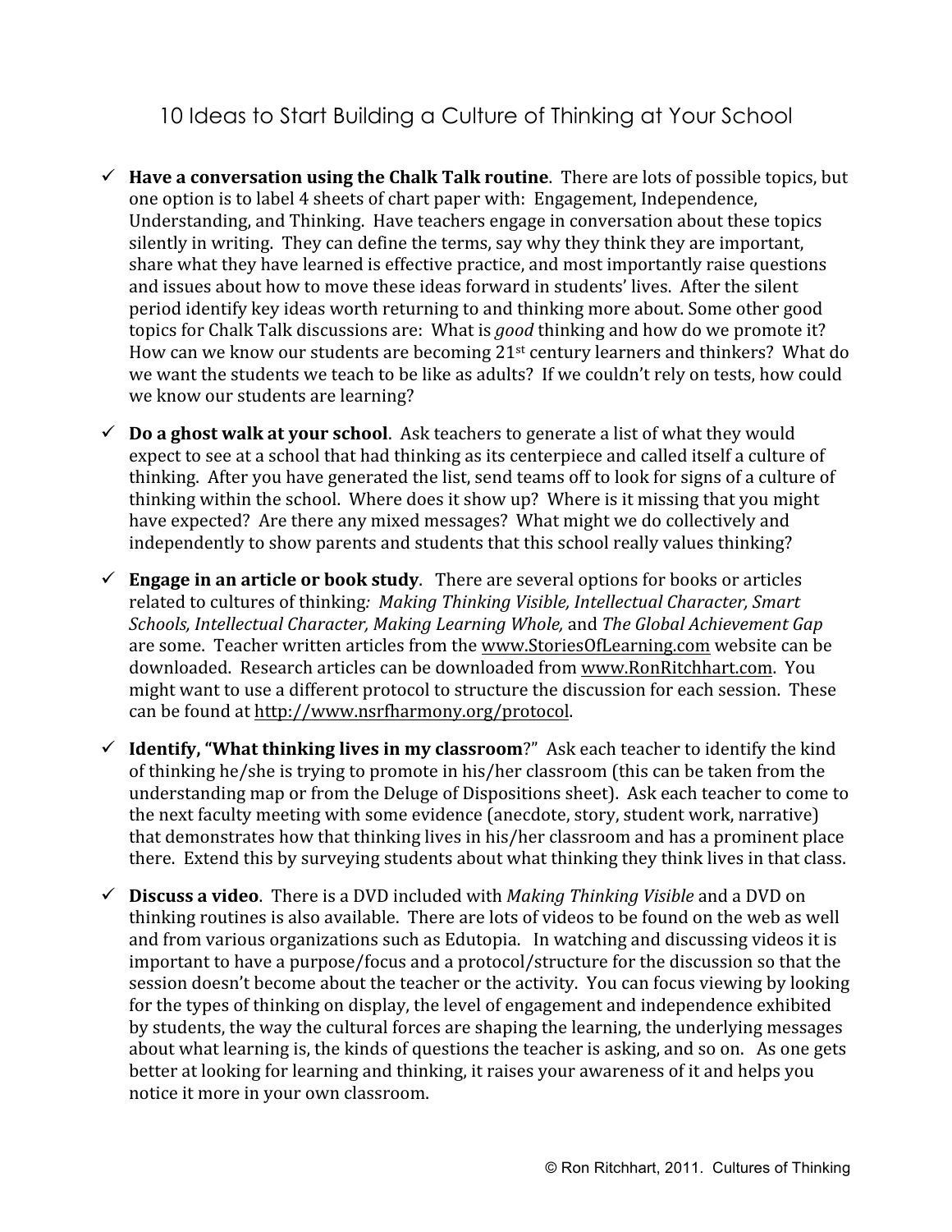# 10 Ideas to Start Building a Culture of Thinking at Your School

- ✓ **Have a conversation using the Chalk Talk routine**. There are lots of possible topics, but one option is to label 4 sheets of chart paper with: Engagement, Independence, Understanding, and Thinking. Have teachers engage in conversation about these topics silently in writing. They can define the terms, say why they think they are important, share what they have learned is effective practice, and most importantly raise questions and issues about how to move these ideas forward in students' lives. After the silent period identify key ideas worth returning to and thinking more about. Some other good topics for Chalk Talk discussions are: What is *good* thinking and how do we promote it? How can we know our students are becoming 21st century learners and thinkers? What do we want the students we teach to be like as adults? If we couldn't rely on tests, how could we know our students are learning?

- ✓ **Do a ghost walk at your school**. Ask teachers to generate a list of what they would expect to see at a school that had thinking as its centerpiece and called itself a culture of thinking. After you have generated the list, send teams off to look for signs of a culture of thinking within the school. Where does it show up? Where is it missing that you might have expected? Are there any mixed messages? What might we do collectively and independently to show parents and students that this school really values thinking?

- ✓ **Engage in an article or book study**. There are several options for books or articles related to cultures of thinking*: Making Thinking Visible, Intellectual Character, Smart Schools, Intellectual Character, Making Learning Whole,* and *The Global Achievement Gap* are some. Teacher written articles from the www.StoriesOfLearning.com website can be downloaded. Research articles can be downloaded from www.RonRitchhart.com. You might want to use a different protocol to structure the discussion for each session. These can be found at http://www.nsrfharmony.org/protocol.

- ✓ **Identify, "What thinking lives in my classroom**?" Ask each teacher to identify the kind of thinking he/she is trying to promote in his/her classroom (this can be taken from the understanding map or from the Deluge of Dispositions sheet). Ask each teacher to come to the next faculty meeting with some evidence (anecdote, story, student work, narrative) that demonstrates how that thinking lives in his/her classroom and has a prominent place there. Extend this by surveying students about what thinking they think lives in that class.

- ✓ **Discuss a video**. There is a DVD included with *Making Thinking Visible* and a DVD on thinking routines is also available. There are lots of videos to be found on the web as well and from various organizations such as Edutopia. In watching and discussing videos it is important to have a purpose/focus and a protocol/structure for the discussion so that the session doesn't become about the teacher or the activity. You can focus viewing by looking for the types of thinking on display, the level of engagement and independence exhibited by students, the way the cultural forces are shaping the learning, the underlying messages about what learning is, the kinds of questions the teacher is asking, and so on. As one gets better at looking for learning and thinking, it raises your awareness of it and helps you notice it more in your own classroom.

© Ron Ritchhart, 2011. Cultures of Thinking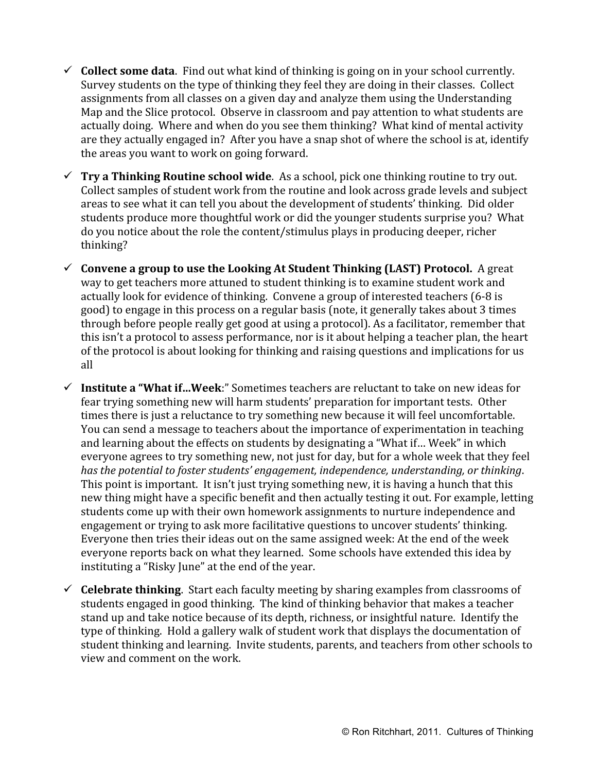- ✓ **Collect some data**. Find out what kind of thinking is going on in your school currently. Survey students on the type of thinking they feel they are doing in their classes. Collect assignments from all classes on a given day and analyze them using the Understanding Map and the Slice protocol. Observe in classroom and pay attention to what students are actually doing. Where and when do you see them thinking? What kind of mental activity are they actually engaged in? After you have a snap shot of where the school is at, identify the areas you want to work on going forward.

- ✓ **Try a Thinking Routine school wide**. As a school, pick one thinking routine to try out. Collect samples of student work from the routine and look across grade levels and subject areas to see what it can tell you about the development of students' thinking. Did older students produce more thoughtful work or did the younger students surprise you? What do you notice about the role the content/stimulus plays in producing deeper, richer thinking?

- ✓ **Convene a group to use the Looking At Student Thinking (LAST) Protocol.** A great way to get teachers more attuned to student thinking is to examine student work and actually look for evidence of thinking. Convene a group of interested teachers (6-8 is good) to engage in this process on a regular basis (note, it generally takes about 3 times through before people really get good at using a protocol). As a facilitator, remember that this isn't a protocol to assess performance, nor is it about helping a teacher plan, the heart of the protocol is about looking for thinking and raising questions and implications for us all

- ✓ **Institute a "What if…Week**:" Sometimes teachers are reluctant to take on new ideas for fear trying something new will harm students' preparation for important tests. Other times there is just a reluctance to try something new because it will feel uncomfortable. You can send a message to teachers about the importance of experimentation in teaching and learning about the effects on students by designating a "What if… Week" in which everyone agrees to try something new, not just for day, but for a whole week that they feel *has the potential to foster students' engagement, independence, understanding, or thinking*. This point is important. It isn't just trying something new, it is having a hunch that this new thing might have a specific benefit and then actually testing it out. For example, letting students come up with their own homework assignments to nurture independence and engagement or trying to ask more facilitative questions to uncover students' thinking. Everyone then tries their ideas out on the same assigned week: At the end of the week everyone reports back on what they learned. Some schools have extended this idea by instituting a "Risky June" at the end of the year.

- ✓ **Celebrate thinking**. Start each faculty meeting by sharing examples from classrooms of students engaged in good thinking. The kind of thinking behavior that makes a teacher stand up and take notice because of its depth, richness, or insightful nature. Identify the type of thinking. Hold a gallery walk of student work that displays the documentation of student thinking and learning. Invite students, parents, and teachers from other schools to view and comment on the work.

© Ron Ritchhart, 2011. Cultures of Thinking